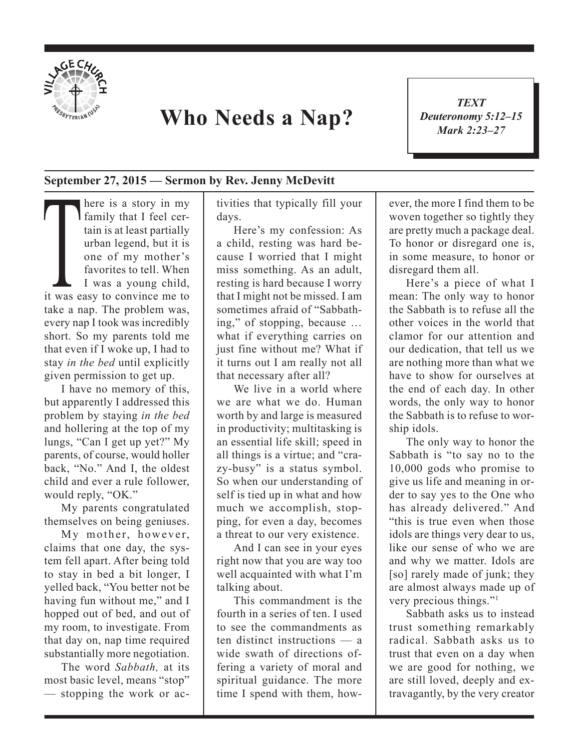# Who Needs a Nap?

*TEXT*
*Deuteronomy 5:12–15*
*Mark 2:23–27*

**September 27, 2015 — Sermon by Rev. Jenny McDevitt**

There is a story in my family that I feel certain is at least partially urban legend, but it is one of my mother's favorites to tell. When I was a young child, it was easy to convince me to take a nap. The problem was, every nap I took was incredibly short. So my parents told me that even if I woke up, I had to stay *in the bed* until explicitly given permission to get up.

I have no memory of this, but apparently I addressed this problem by staying *in the bed* and hollering at the top of my lungs, "Can I get up yet?" My parents, of course, would holler back, "No." And I, the oldest child and ever a rule follower, would reply, "OK."

My parents congratulated themselves on being geniuses.

My mother, however, claims that one day, the system fell apart. After being told to stay in bed a bit longer, I yelled back, "You better not be having fun without me," and I hopped out of bed, and out of my room, to investigate. From that day on, nap time required substantially more negotiation.

The word *Sabbath,* at its most basic level, means "stop" — stopping the work or activities that typically fill your days.

Here's my confession: As a child, resting was hard because I worried that I might miss something. As an adult, resting is hard because I worry that I might not be missed. I am sometimes afraid of "Sabbathing," of stopping, because … what if everything carries on just fine without me? What if it turns out I am really not all that necessary after all?

We live in a world where we are what we do. Human worth by and large is measured in productivity; multitasking is an essential life skill; speed in all things is a virtue; and "crazy-busy" is a status symbol. So when our understanding of self is tied up in what and how much we accomplish, stopping, for even a day, becomes a threat to our very existence.

And I can see in your eyes right now that you are way too well acquainted with what I'm talking about.

This commandment is the fourth in a series of ten. I used to see the commandments as ten distinct instructions — a wide swath of directions offering a variety of moral and spiritual guidance. The more time I spend with them, however, the more I find them to be woven together so tightly they are pretty much a package deal. To honor or disregard one is, in some measure, to honor or disregard them all.

Here's a piece of what I mean: The only way to honor the Sabbath is to refuse all the other voices in the world that clamor for our attention and our dedication, that tell us we are nothing more than what we have to show for ourselves at the end of each day. In other words, the only way to honor the Sabbath is to refuse to worship idols.

The only way to honor the Sabbath is "to say no to the 10,000 gods who promise to give us life and meaning in order to say yes to the One who has already delivered." And "this is true even when those idols are things very dear to us, like our sense of who we are and why we matter. Idols are [so] rarely made of junk; they are almost always made up of very precious things."[1]

Sabbath asks us to instead trust something remarkably radical. Sabbath asks us to trust that even on a day when we are good for nothing, we are still loved, deeply and extravagantly, by the very creator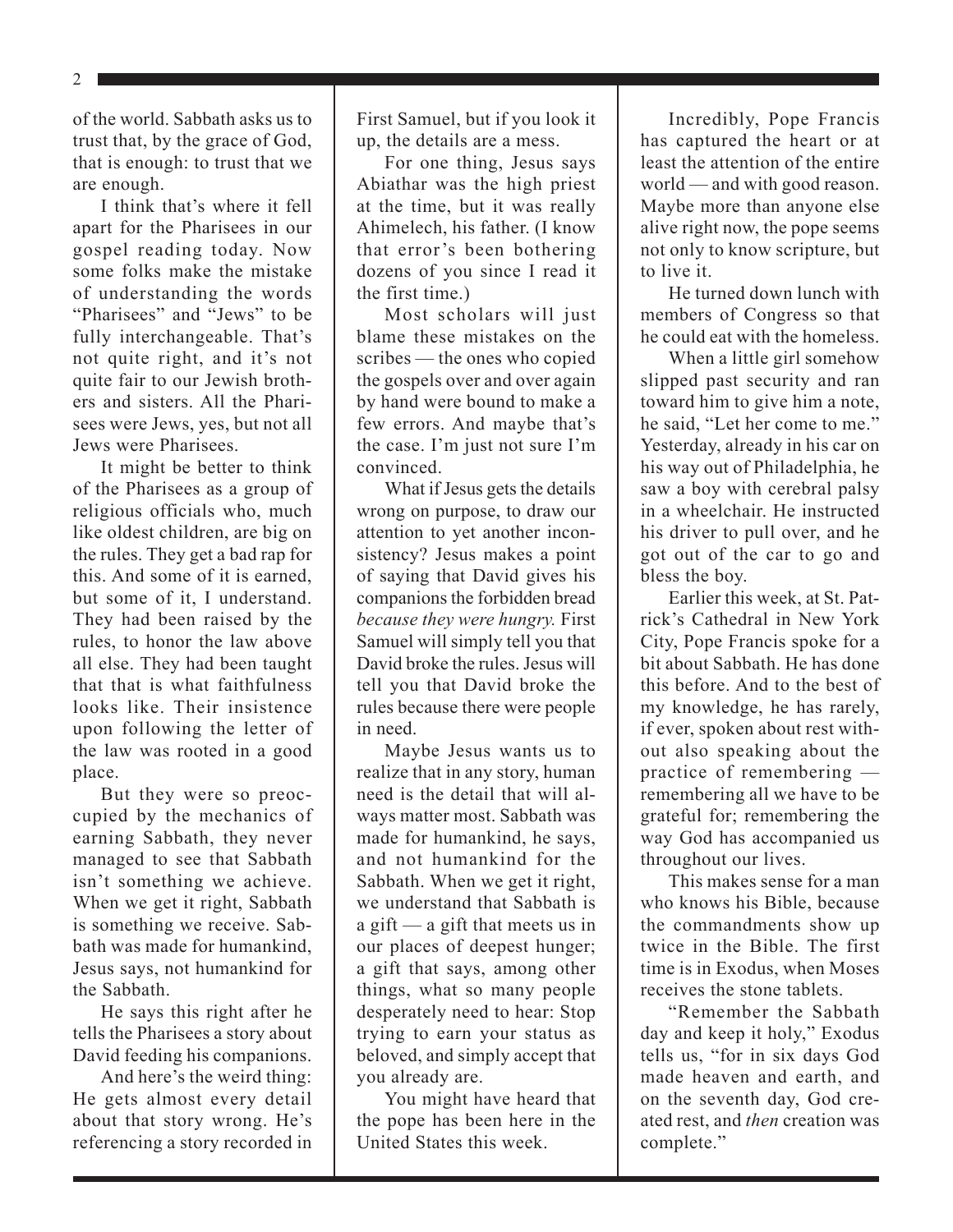of the world. Sabbath asks us to trust that, by the grace of God, that is enough: to trust that we are enough.

I think that's where it fell apart for the Pharisees in our gospel reading today. Now some folks make the mistake of understanding the words "Pharisees" and "Jews" to be fully interchangeable. That's not quite right, and it's not quite fair to our Jewish brothers and sisters. All the Pharisees were Jews, yes, but not all Jews were Pharisees.

It might be better to think of the Pharisees as a group of religious officials who, much like oldest children, are big on the rules. They get a bad rap for this. And some of it is earned, but some of it, I understand. They had been raised by the rules, to honor the law above all else. They had been taught that that is what faithfulness looks like. Their insistence upon following the letter of the law was rooted in a good place.

But they were so preoccupied by the mechanics of earning Sabbath, they never managed to see that Sabbath isn't something we achieve. When we get it right, Sabbath is something we receive. Sabbath was made for humankind, Jesus says, not humankind for the Sabbath.

He says this right after he tells the Pharisees a story about David feeding his companions.

And here's the weird thing: He gets almost every detail about that story wrong. He's referencing a story recorded in First Samuel, but if you look it up, the details are a mess.

For one thing, Jesus says Abiathar was the high priest at the time, but it was really Ahimelech, his father. (I know that error's been bothering dozens of you since I read it the first time.)

Most scholars will just blame these mistakes on the scribes — the ones who copied the gospels over and over again by hand were bound to make a few errors. And maybe that's the case. I'm just not sure I'm convinced.

What if Jesus gets the details wrong on purpose, to draw our attention to yet another inconsistency? Jesus makes a point of saying that David gives his companions the forbidden bread *because they were hungry.* First Samuel will simply tell you that David broke the rules. Jesus will tell you that David broke the rules because there were people in need.

Maybe Jesus wants us to realize that in any story, human need is the detail that will always matter most. Sabbath was made for humankind, he says, and not humankind for the Sabbath. When we get it right, we understand that Sabbath is a gift — a gift that meets us in our places of deepest hunger; a gift that says, among other things, what so many people desperately need to hear: Stop trying to earn your status as beloved, and simply accept that you already are.

You might have heard that the pope has been here in the United States this week.

Incredibly, Pope Francis has captured the heart or at least the attention of the entire world — and with good reason. Maybe more than anyone else alive right now, the pope seems not only to know scripture, but to live it.

He turned down lunch with members of Congress so that he could eat with the homeless.

When a little girl somehow slipped past security and ran toward him to give him a note, he said, "Let her come to me." Yesterday, already in his car on his way out of Philadelphia, he saw a boy with cerebral palsy in a wheelchair. He instructed his driver to pull over, and he got out of the car to go and bless the boy.

Earlier this week, at St. Patrick's Cathedral in New York City, Pope Francis spoke for a bit about Sabbath. He has done this before. And to the best of my knowledge, he has rarely, if ever, spoken about rest without also speaking about the practice of remembering — remembering all we have to be grateful for; remembering the way God has accompanied us throughout our lives.

This makes sense for a man who knows his Bible, because the commandments show up twice in the Bible. The first time is in Exodus, when Moses receives the stone tablets.

"Remember the Sabbath day and keep it holy," Exodus tells us, "for in six days God made heaven and earth, and on the seventh day, God created rest, and *then* creation was complete."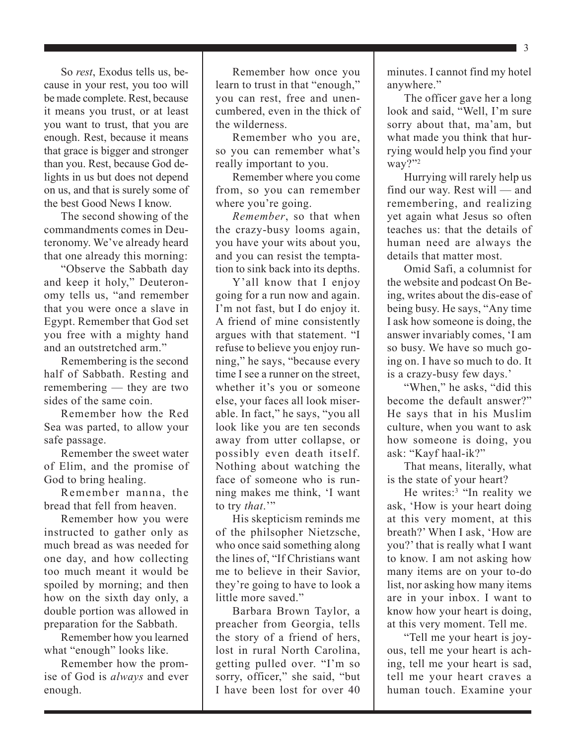So *rest*, Exodus tells us, because in your rest, you too will be made complete. Rest, because it means you trust, or at least you want to trust, that you are enough. Rest, because it means that grace is bigger and stronger than you. Rest, because God delights in us but does not depend on us, and that is surely some of the best Good News I know.

The second showing of the commandments comes in Deuteronomy. We've already heard that one already this morning:

"Observe the Sabbath day and keep it holy," Deuteronomy tells us, "and remember that you were once a slave in Egypt. Remember that God set you free with a mighty hand and an outstretched arm."

Remembering is the second half of Sabbath. Resting and remembering — they are two sides of the same coin.

Remember how the Red Sea was parted, to allow your safe passage.

Remember the sweet water of Elim, and the promise of God to bring healing.

Remember manna, the bread that fell from heaven.

Remember how you were instructed to gather only as much bread as was needed for one day, and how collecting too much meant it would be spoiled by morning; and then how on the sixth day only, a double portion was allowed in preparation for the Sabbath.

Remember how you learned what "enough" looks like.

Remember how the promise of God is *always* and ever enough.

Remember how once you learn to trust in that "enough," you can rest, free and unencumbered, even in the thick of the wilderness.

Remember who you are, so you can remember what's really important to you.

Remember where you come from, so you can remember where you're going.

*Remember*, so that when the crazy-busy looms again, you have your wits about you, and you can resist the temptation to sink back into its depths.

Y'all know that I enjoy going for a run now and again. I'm not fast, but I do enjoy it. A friend of mine consistently argues with that statement. "I refuse to believe you enjoy running," he says, "because every time I see a runner on the street, whether it's you or someone else, your faces all look miserable. In fact," he says, "you all look like you are ten seconds away from utter collapse, or possibly even death itself. Nothing about watching the face of someone who is running makes me think, 'I want to try *that*.'"

His skepticism reminds me of the philsopher Nietzsche, who once said something along the lines of, "If Christians want me to believe in their Savior, they're going to have to look a little more saved."

Barbara Brown Taylor, a preacher from Georgia, tells the story of a friend of hers, lost in rural North Carolina, getting pulled over. "I'm so sorry, officer," she said, "but I have been lost for over 40 minutes. I cannot find my hotel anywhere."

The officer gave her a long look and said, "Well, I'm sure sorry about that, ma'am, but what made you think that hurrying would help you find your way?"[2]

Hurrying will rarely help us find our way. Rest will — and remembering, and realizing yet again what Jesus so often teaches us: that the details of human need are always the details that matter most.

Omid Safi, a columnist for the website and podcast On Being, writes about the dis-ease of being busy. He says, "Any time I ask how someone is doing, the answer invariably comes, 'I am so busy. We have so much going on. I have so much to do. It is a crazy-busy few days.'

"When," he asks, "did this become the default answer?" He says that in his Muslim culture, when you want to ask how someone is doing, you ask: "Kayf haal-ik?"

That means, literally, what is the state of your heart?

He writes:[3] "In reality we ask, 'How is your heart doing at this very moment, at this breath?' When I ask, 'How are you?' that is really what I want to know. I am not asking how many items are on your to-do list, nor asking how many items are in your inbox. I want to know how your heart is doing, at this very moment. Tell me.

"Tell me your heart is joyous, tell me your heart is aching, tell me your heart is sad, tell me your heart craves a human touch. Examine your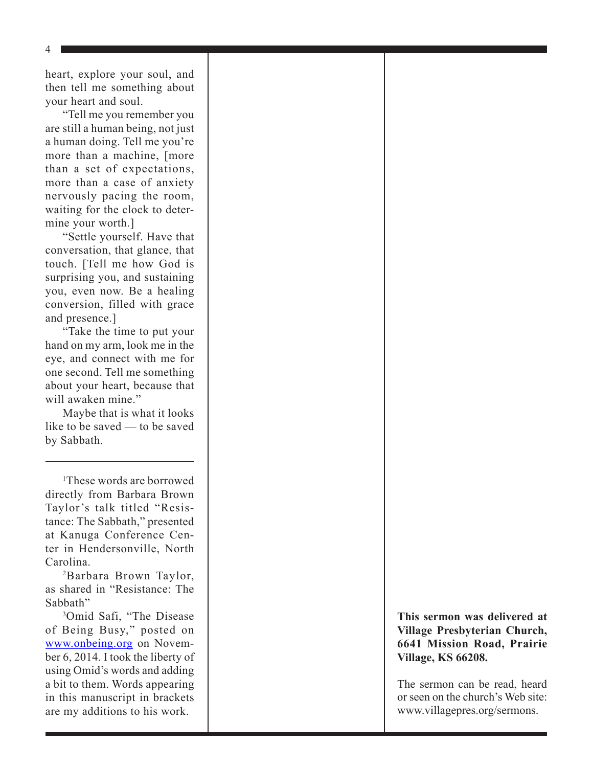heart, explore your soul, and then tell me something about your heart and soul.

"Tell me you remember you are still a human being, not just a human doing. Tell me you're more than a machine, [more than a set of expectations, more than a case of anxiety nervously pacing the room, waiting for the clock to determine your worth.]

"Settle yourself. Have that conversation, that glance, that touch. [Tell me how God is surprising you, and sustaining you, even now. Be a healing conversion, filled with grace and presence.]

"Take the time to put your hand on my arm, look me in the eye, and connect with me for one second. Tell me something about your heart, because that will awaken mine."

Maybe that is what it looks like to be saved — to be saved by Sabbath.

---

[1]These words are borrowed directly from Barbara Brown Taylor's talk titled "Resistance: The Sabbath," presented at Kanuga Conference Center in Hendersonville, North Carolina.

[2]Barbara Brown Taylor, as shared in "Resistance: The Sabbath"

[3]Omid Safi, "The Disease of Being Busy," posted on www.onbeing.org on November 6, 2014. I took the liberty of using Omid's words and adding a bit to them. Words appearing in this manuscript in brackets are my additions to his work.

**This sermon was delivered at Village Presbyterian Church, 6641 Mission Road, Prairie Village, KS 66208.**

The sermon can be read, heard or seen on the church's Web site: www.villagepres.org/sermons.